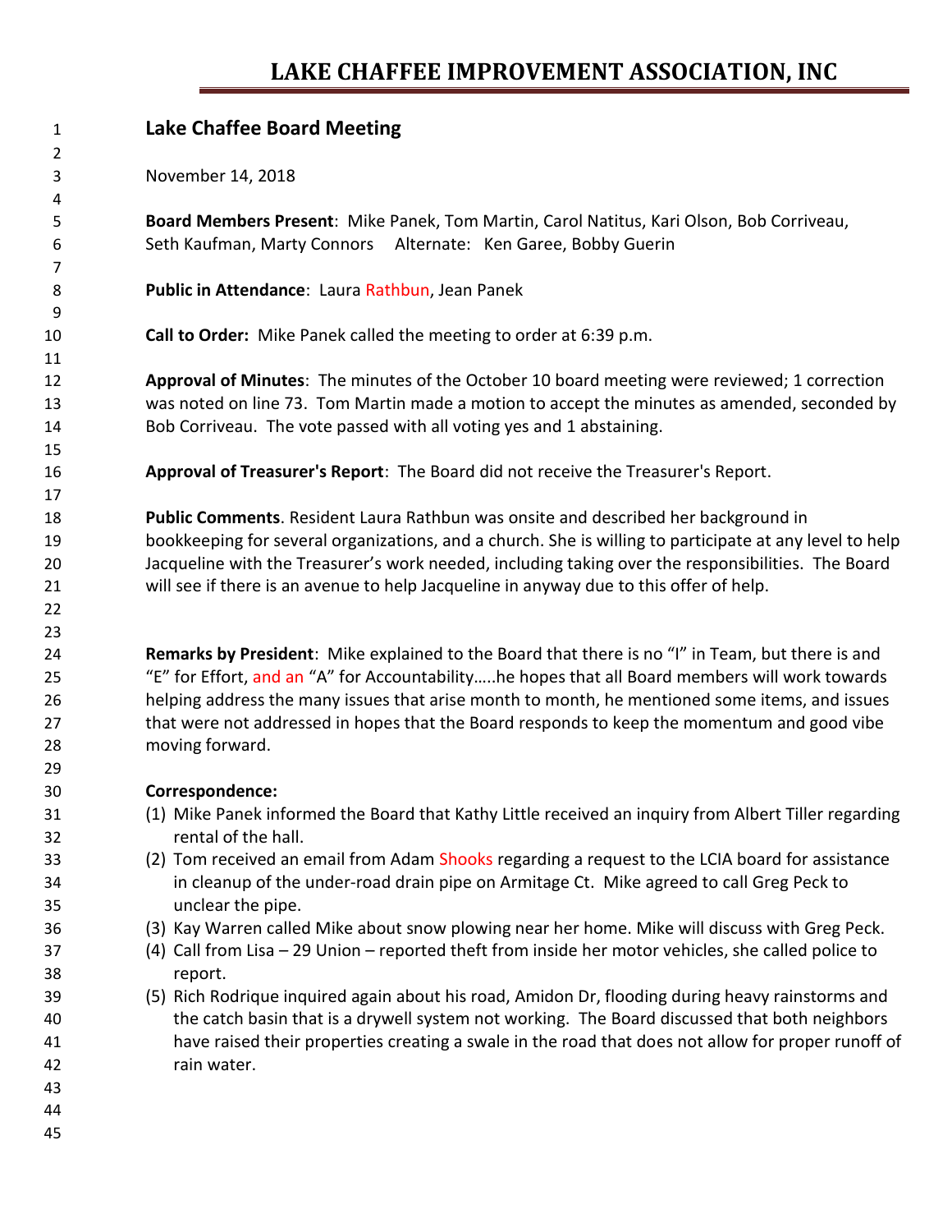# LAKE CHAFFEE IMPROVEMENT ASSOCIATION, INC

## Lake Chaffee Board Meeting

November 14, 2018

**Board Members Present**: Mike Panek, Tom Martin, Carol Natitus, Kari Olson, Bob Corriveau, Seth Kaufman, Marty Connors   Alternate: Ken Garee, Bobby Guerin

**Public in Attendance**: Laura Rathbun, Jean Panek

**Call to Order:** Mike Panek called the meeting to order at 6:39 p.m.

**Approval of Minutes**: The minutes of the October 10 board meeting were reviewed; 1 correction was noted on line 73. Tom Martin made a motion to accept the minutes as amended, seconded by Bob Corriveau. The vote passed with all voting yes and 1 abstaining.

**Approval of Treasurer's Report**: The Board did not receive the Treasurer's Report.

**Public Comments**. Resident Laura Rathbun was onsite and described her background in bookkeeping for several organizations, and a church. She is willing to participate at any level to help Jacqueline with the Treasurer's work needed, including taking over the responsibilities. The Board will see if there is an avenue to help Jacqueline in anyway due to this offer of help.

**Remarks by President**: Mike explained to the Board that there is no "I" in Team, but there is and "E" for Effort, and an "A" for Accountability…..he hopes that all Board members will work towards helping address the many issues that arise month to month, he mentioned some items, and issues that were not addressed in hopes that the Board responds to keep the momentum and good vibe moving forward.

**Correspondence:**

(1) Mike Panek informed the Board that Kathy Little received an inquiry from Albert Tiller regarding rental of the hall.
(2) Tom received an email from Adam Shooks regarding a request to the LCIA board for assistance in cleanup of the under-road drain pipe on Armitage Ct. Mike agreed to call Greg Peck to unclear the pipe.
(3) Kay Warren called Mike about snow plowing near her home. Mike will discuss with Greg Peck.
(4) Call from Lisa – 29 Union – reported theft from inside her motor vehicles, she called police to report.
(5) Rich Rodrique inquired again about his road, Amidon Dr, flooding during heavy rainstorms and the catch basin that is a drywell system not working. The Board discussed that both neighbors have raised their properties creating a swale in the road that does not allow for proper runoff of rain water.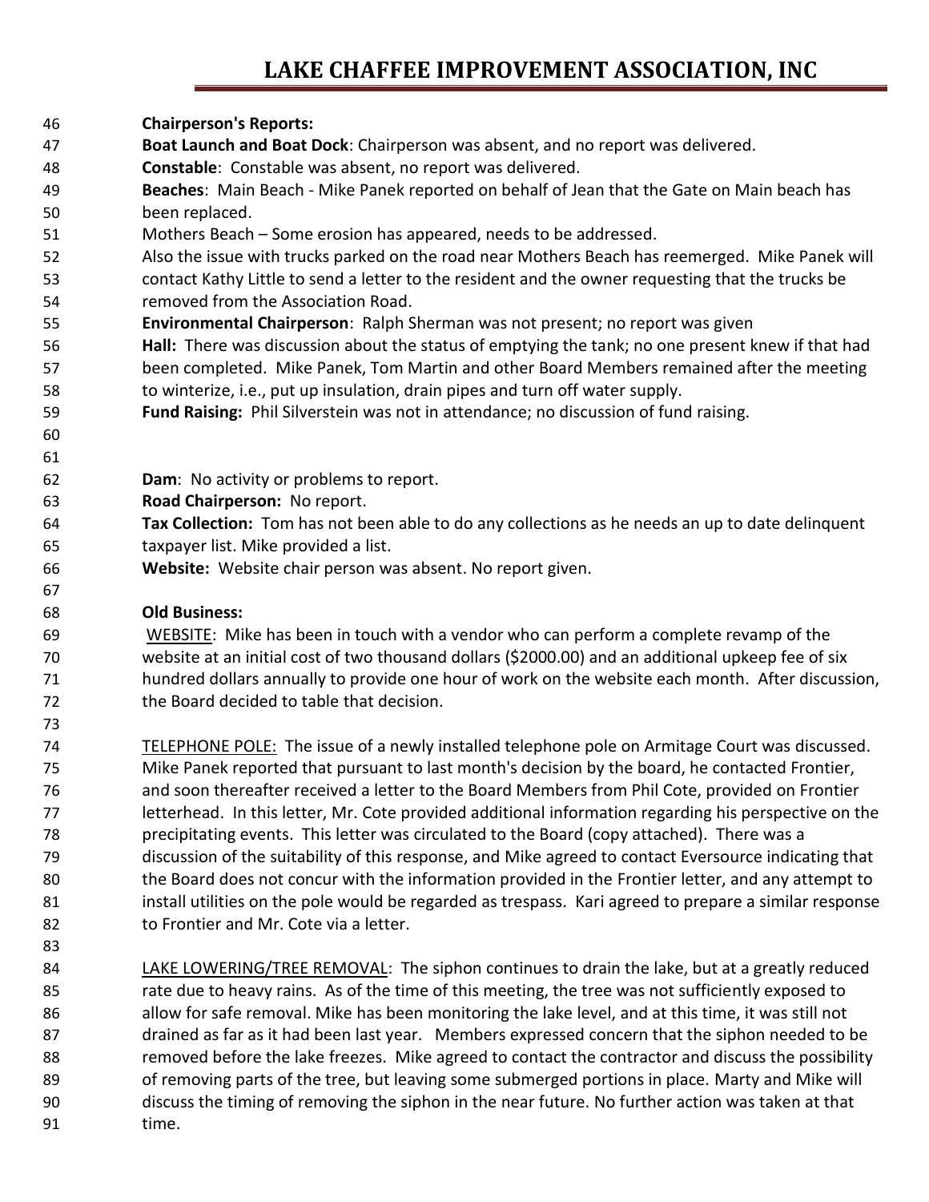**Chairperson's Reports:**

**Boat Launch and Boat Dock**: Chairperson was absent, and no report was delivered.

**Constable**: Constable was absent, no report was delivered.

**Beaches**: Main Beach - Mike Panek reported on behalf of Jean that the Gate on Main beach has been replaced.

Mothers Beach – Some erosion has appeared, needs to be addressed.

Also the issue with trucks parked on the road near Mothers Beach has reemerged. Mike Panek will contact Kathy Little to send a letter to the resident and the owner requesting that the trucks be removed from the Association Road.

**Environmental Chairperson**: Ralph Sherman was not present; no report was given

**Hall:** There was discussion about the status of emptying the tank; no one present knew if that had been completed. Mike Panek, Tom Martin and other Board Members remained after the meeting to winterize, i.e., put up insulation, drain pipes and turn off water supply.

**Fund Raising:** Phil Silverstein was not in attendance; no discussion of fund raising.

**Dam**: No activity or problems to report.

**Road Chairperson:** No report.

**Tax Collection:** Tom has not been able to do any collections as he needs an up to date delinquent taxpayer list. Mike provided a list.

**Website:** Website chair person was absent. No report given.

**Old Business:**

WEBSITE: Mike has been in touch with a vendor who can perform a complete revamp of the website at an initial cost of two thousand dollars ($2000.00) and an additional upkeep fee of six hundred dollars annually to provide one hour of work on the website each month. After discussion, the Board decided to table that decision.

TELEPHONE POLE: The issue of a newly installed telephone pole on Armitage Court was discussed. Mike Panek reported that pursuant to last month's decision by the board, he contacted Frontier, and soon thereafter received a letter to the Board Members from Phil Cote, provided on Frontier letterhead. In this letter, Mr. Cote provided additional information regarding his perspective on the precipitating events. This letter was circulated to the Board (copy attached). There was a discussion of the suitability of this response, and Mike agreed to contact Eversource indicating that the Board does not concur with the information provided in the Frontier letter, and any attempt to install utilities on the pole would be regarded as trespass. Kari agreed to prepare a similar response to Frontier and Mr. Cote via a letter.

LAKE LOWERING/TREE REMOVAL: The siphon continues to drain the lake, but at a greatly reduced rate due to heavy rains. As of the time of this meeting, the tree was not sufficiently exposed to allow for safe removal. Mike has been monitoring the lake level, and at this time, it was still not drained as far as it had been last year. Members expressed concern that the siphon needed to be removed before the lake freezes. Mike agreed to contact the contractor and discuss the possibility of removing parts of the tree, but leaving some submerged portions in place. Marty and Mike will discuss the timing of removing the siphon in the near future. No further action was taken at that time.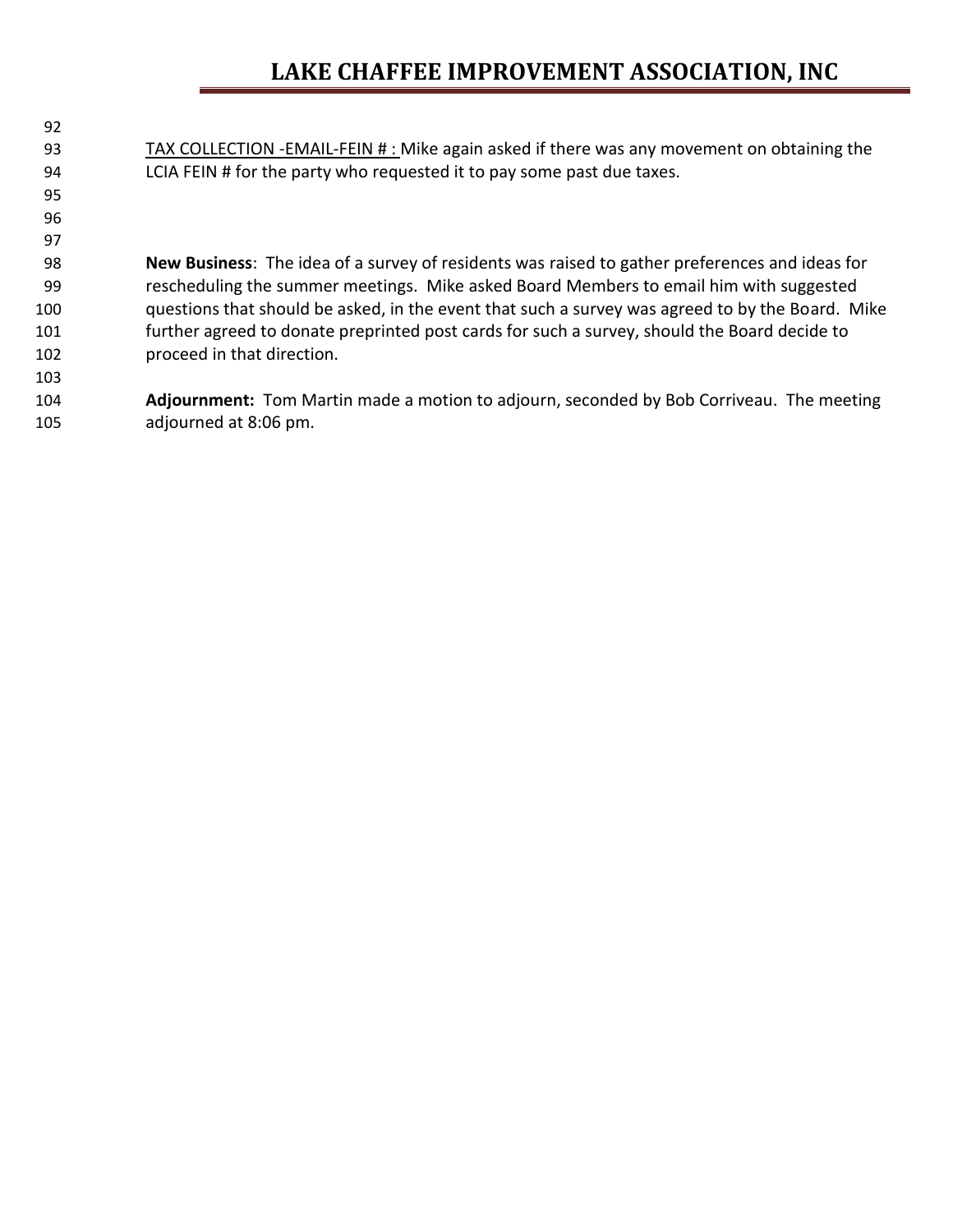TAX COLLECTION -EMAIL-FEIN # : Mike again asked if there was any movement on obtaining the LCIA FEIN # for the party who requested it to pay some past due taxes.

**New Business**: The idea of a survey of residents was raised to gather preferences and ideas for rescheduling the summer meetings. Mike asked Board Members to email him with suggested questions that should be asked, in the event that such a survey was agreed to by the Board. Mike further agreed to donate preprinted post cards for such a survey, should the Board decide to proceed in that direction.

**Adjournment:** Tom Martin made a motion to adjourn, seconded by Bob Corriveau. The meeting adjourned at 8:06 pm.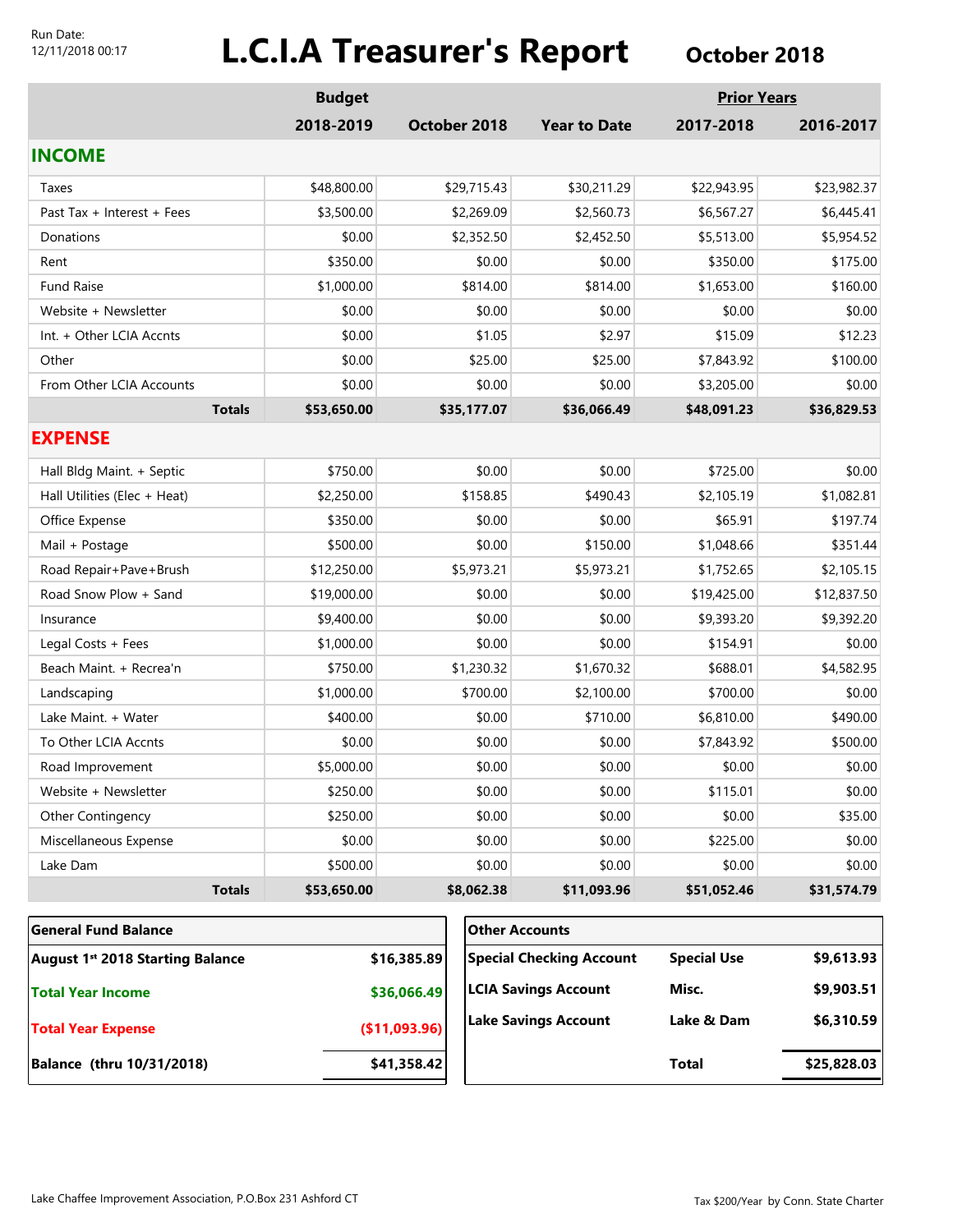Run Date:
12/11/2018 00:17

# L.C.I.A Treasurer's Report

## October 2018

| | Budget 2018-2019 | October 2018 | Year to Date | Prior Years 2017-2018 | 2016-2017 |
|---|---|---|---|---|---|
| **INCOME** | | | | | |
| Taxes | $48,800.00 | $29,715.43 | $30,211.29 | $22,943.95 | $23,982.37 |
| Past Tax + Interest + Fees | $3,500.00 | $2,269.09 | $2,560.73 | $6,567.27 | $6,445.41 |
| Donations | $0.00 | $2,352.50 | $2,452.50 | $5,513.00 | $5,954.52 |
| Rent | $350.00 | $0.00 | $0.00 | $350.00 | $175.00 |
| Fund Raise | $1,000.00 | $814.00 | $814.00 | $1,653.00 | $160.00 |
| Website + Newsletter | $0.00 | $0.00 | $0.00 | $0.00 | $0.00 |
| Int. + Other LCIA Accnts | $0.00 | $1.05 | $2.97 | $15.09 | $12.23 |
| Other | $0.00 | $25.00 | $25.00 | $7,843.92 | $100.00 |
| From Other LCIA Accounts | $0.00 | $0.00 | $0.00 | $3,205.00 | $0.00 |
| **Totals** | **$53,650.00** | **$35,177.07** | **$36,066.49** | **$48,091.23** | **$36,829.53** |
| **EXPENSE** | | | | | |
| Hall Bldg Maint. + Septic | $750.00 | $0.00 | $0.00 | $725.00 | $0.00 |
| Hall Utilities (Elec + Heat) | $2,250.00 | $158.85 | $490.43 | $2,105.19 | $1,082.81 |
| Office Expense | $350.00 | $0.00 | $0.00 | $65.91 | $197.74 |
| Mail + Postage | $500.00 | $0.00 | $150.00 | $1,048.66 | $351.44 |
| Road Repair+Pave+Brush | $12,250.00 | $5,973.21 | $5,973.21 | $1,752.65 | $2,105.15 |
| Road Snow Plow + Sand | $19,000.00 | $0.00 | $0.00 | $19,425.00 | $12,837.50 |
| Insurance | $9,400.00 | $0.00 | $0.00 | $9,393.20 | $9,392.20 |
| Legal Costs + Fees | $1,000.00 | $0.00 | $0.00 | $154.91 | $0.00 |
| Beach Maint. + Recrea'n | $750.00 | $1,230.32 | $1,670.32 | $688.01 | $4,582.95 |
| Landscaping | $1,000.00 | $700.00 | $2,100.00 | $700.00 | $0.00 |
| Lake Maint. + Water | $400.00 | $0.00 | $710.00 | $6,810.00 | $490.00 |
| To Other LCIA Accnts | $0.00 | $0.00 | $0.00 | $7,843.92 | $500.00 |
| Road Improvement | $5,000.00 | $0.00 | $0.00 | $0.00 | $0.00 |
| Website + Newsletter | $250.00 | $0.00 | $0.00 | $115.01 | $0.00 |
| Other Contingency | $250.00 | $0.00 | $0.00 | $0.00 | $35.00 |
| Miscellaneous Expense | $0.00 | $0.00 | $0.00 | $225.00 | $0.00 |
| Lake Dam | $500.00 | $0.00 | $0.00 | $0.00 | $0.00 |
| **Totals** | **$53,650.00** | **$8,062.38** | **$11,093.96** | **$51,052.46** | **$31,574.79** |

| General Fund Balance | |
|---|---|
| **August 1st 2018 Starting Balance** | **$16,385.89** |
| **Total Year Income** | **$36,066.49** |
| **Total Year Expense** | **($11,093.96)** |
| **Balance (thru 10/31/2018)** | **$41,358.42** |

| Other Accounts | | |
|---|---|---|
| **Special Checking Account** | **Special Use** | **$9,613.93** |
| **LCIA Savings Account** | **Misc.** | **$9,903.51** |
| **Lake Savings Account** | **Lake & Dam** | **$6,310.59** |
| | **Total** | **$25,828.03** |

Lake Chaffee Improvement Association, P.O.Box 231 Ashford CT

Tax $200/Year by Conn. State Charter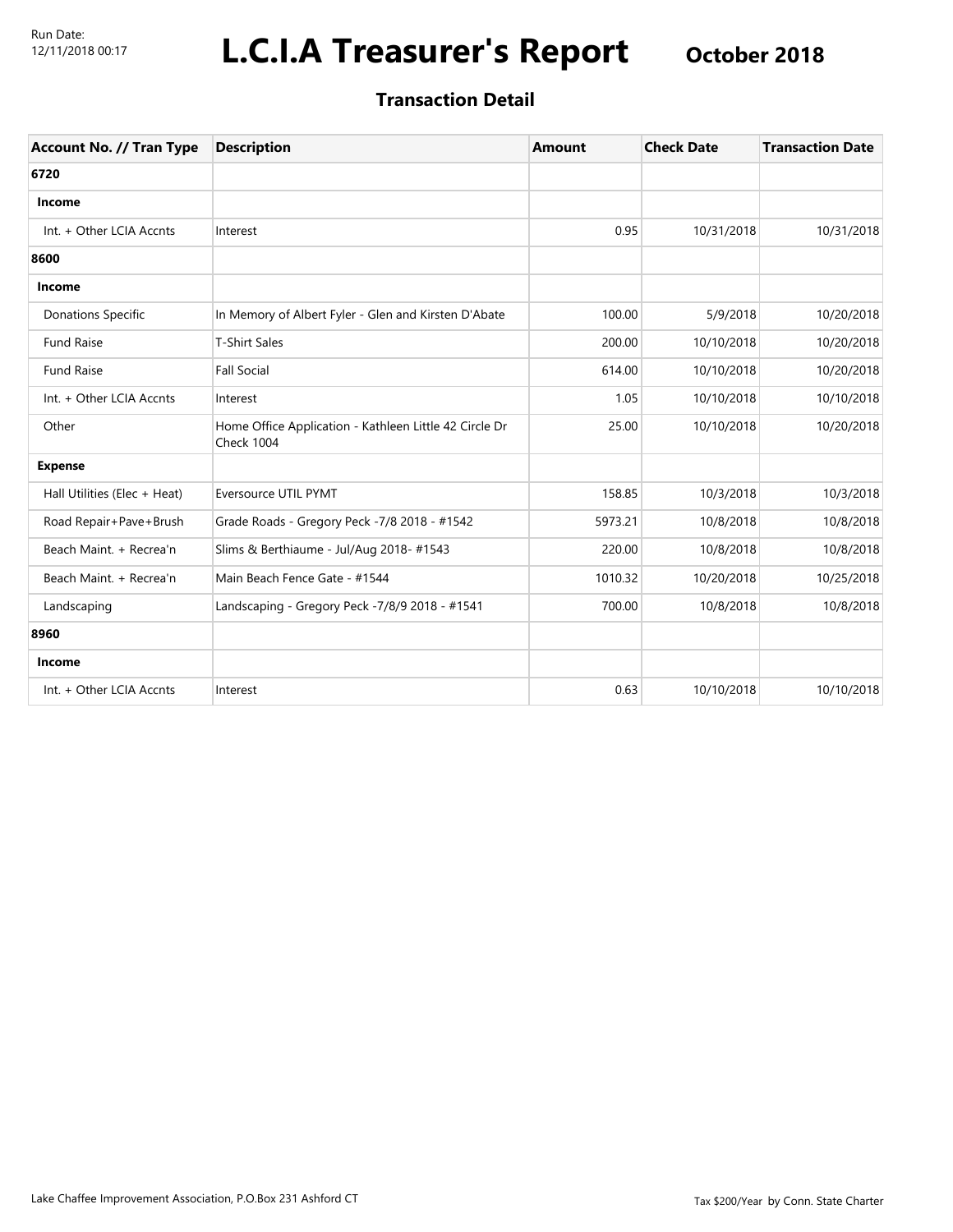Run Date:
12/11/2018 00:17

# L.C.I.A Treasurer's Report

**October 2018**

### Transaction Detail

| Account No. // Tran Type | Description | Amount | Check Date | Transaction Date |
|---|---|---|---|---|
| **6720** | | | | |
| **Income** | | | | |
| Int. + Other LCIA Accnts | Interest | 0.95 | 10/31/2018 | 10/31/2018 |
| **8600** | | | | |
| **Income** | | | | |
| Donations Specific | In Memory of Albert Fyler - Glen and Kirsten D'Abate | 100.00 | 5/9/2018 | 10/20/2018 |
| Fund Raise | T-Shirt Sales | 200.00 | 10/10/2018 | 10/20/2018 |
| Fund Raise | Fall Social | 614.00 | 10/10/2018 | 10/20/2018 |
| Int. + Other LCIA Accnts | Interest | 1.05 | 10/10/2018 | 10/10/2018 |
| Other | Home Office Application - Kathleen Little 42 Circle Dr Check 1004 | 25.00 | 10/10/2018 | 10/20/2018 |
| **Expense** | | | | |
| Hall Utilities (Elec + Heat) | Eversource UTIL PYMT | 158.85 | 10/3/2018 | 10/3/2018 |
| Road Repair+Pave+Brush | Grade Roads - Gregory Peck -7/8 2018 - #1542 | 5973.21 | 10/8/2018 | 10/8/2018 |
| Beach Maint. + Recrea'n | Slims & Berthiaume - Jul/Aug 2018- #1543 | 220.00 | 10/8/2018 | 10/8/2018 |
| Beach Maint. + Recrea'n | Main Beach Fence Gate - #1544 | 1010.32 | 10/20/2018 | 10/25/2018 |
| Landscaping | Landscaping - Gregory Peck -7/8/9 2018 - #1541 | 700.00 | 10/8/2018 | 10/8/2018 |
| **8960** | | | | |
| **Income** | | | | |
| Int. + Other LCIA Accnts | Interest | 0.63 | 10/10/2018 | 10/10/2018 |

Lake Chaffee Improvement Association, P.O.Box 231 Ashford CT

Tax $200/Year by Conn. State Charter